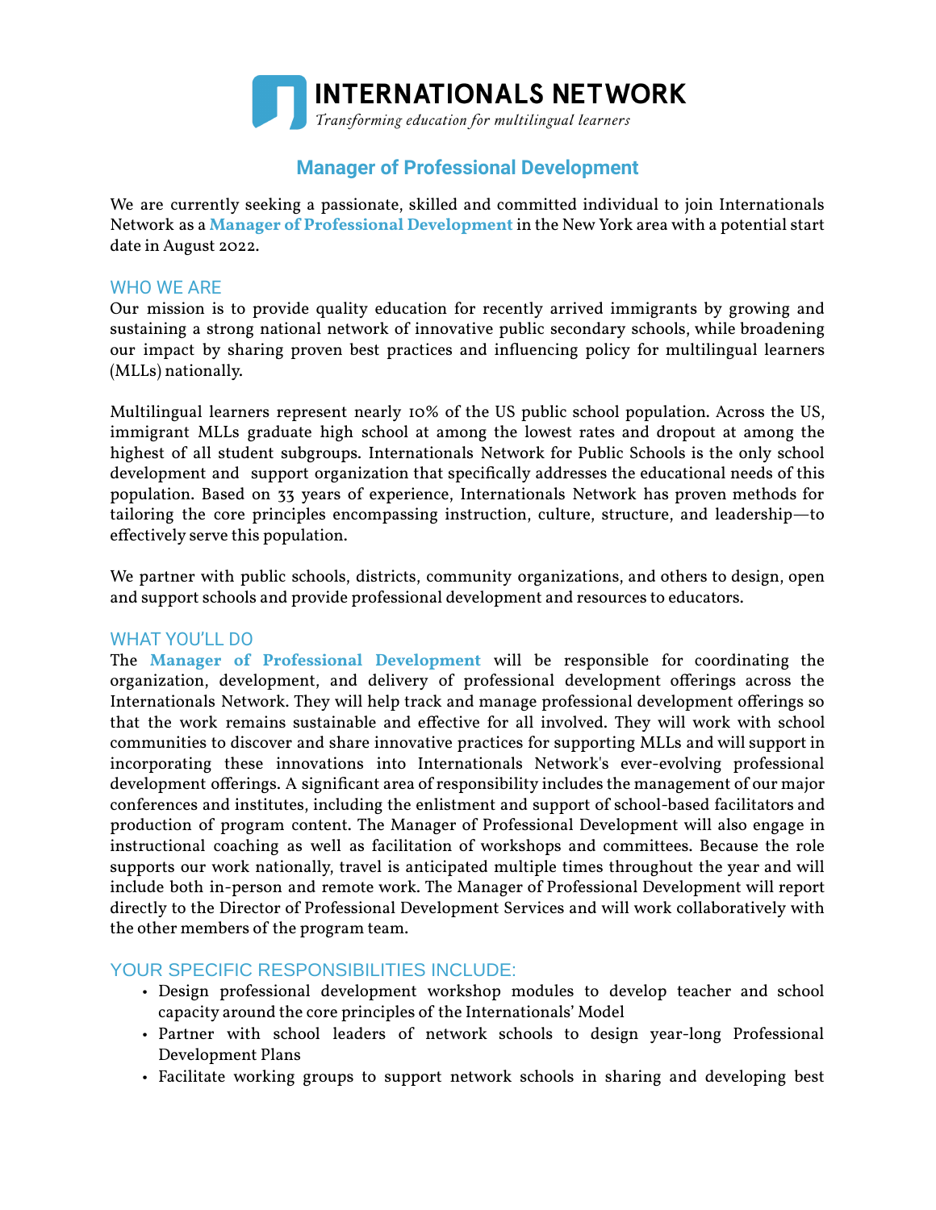# INTERNATIONALS NETWORK

*Transforming education for multilingual learners*

## Manager of Professional Development

We are currently seeking a passionate, skilled and committed individual to join Internationals Network as a **Manager of Professional Development** in the New York area with a potential start date in August 2022.

### WHO WE ARE

Our mission is to provide quality education for recently arrived immigrants by growing and sustaining a strong national network of innovative public secondary schools, while broadening our impact by sharing proven best practices and influencing policy for multilingual learners (MLLs) nationally.

Multilingual learners represent nearly 10% of the US public school population. Across the US, immigrant MLLs graduate high school at among the lowest rates and dropout at among the highest of all student subgroups. Internationals Network for Public Schools is the only school development and support organization that specifically addresses the educational needs of this population. Based on 33 years of experience, Internationals Network has proven methods for tailoring the core principles encompassing instruction, culture, structure, and leadership—to effectively serve this population.

We partner with public schools, districts, community organizations, and others to design, open and support schools and provide professional development and resources to educators.

### WHAT YOU'LL DO

The **Manager of Professional Development** will be responsible for coordinating the organization, development, and delivery of professional development offerings across the Internationals Network. They will help track and manage professional development offerings so that the work remains sustainable and effective for all involved. They will work with school communities to discover and share innovative practices for supporting MLLs and will support in incorporating these innovations into Internationals Network's ever-evolving professional development offerings. A significant area of responsibility includes the management of our major conferences and institutes, including the enlistment and support of school-based facilitators and production of program content. The Manager of Professional Development will also engage in instructional coaching as well as facilitation of workshops and committees. Because the role supports our work nationally, travel is anticipated multiple times throughout the year and will include both in-person and remote work. The Manager of Professional Development will report directly to the Director of Professional Development Services and will work collaboratively with the other members of the program team.

### YOUR SPECIFIC RESPONSIBILITIES INCLUDE:

- Design professional development workshop modules to develop teacher and school capacity around the core principles of the Internationals' Model
- Partner with school leaders of network schools to design year-long Professional Development Plans
- Facilitate working groups to support network schools in sharing and developing best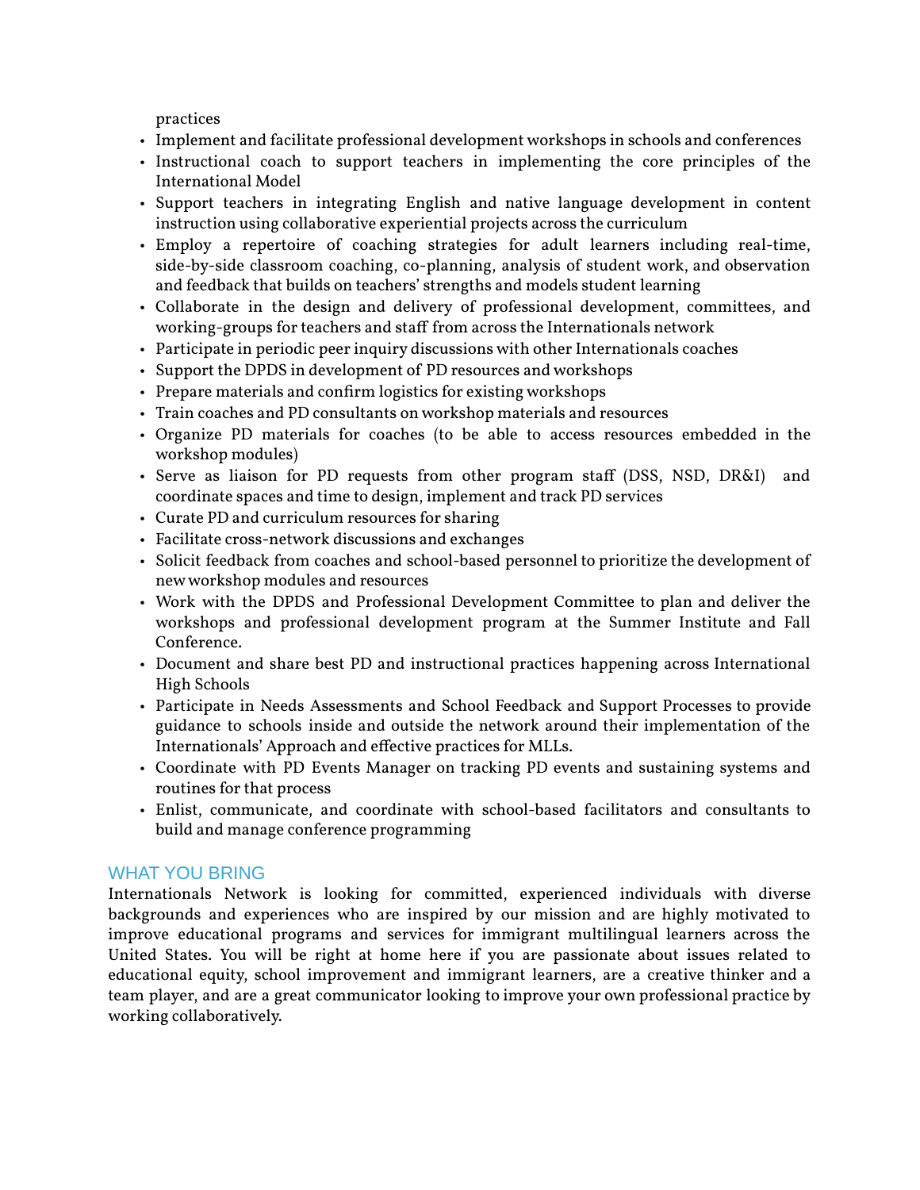practices

- Implement and facilitate professional development workshops in schools and conferences
- Instructional coach to support teachers in implementing the core principles of the International Model
- Support teachers in integrating English and native language development in content instruction using collaborative experiential projects across the curriculum
- Employ a repertoire of coaching strategies for adult learners including real-time, side-by-side classroom coaching, co-planning, analysis of student work, and observation and feedback that builds on teachers' strengths and models student learning
- Collaborate in the design and delivery of professional development, committees, and working-groups for teachers and staff from across the Internationals network
- Participate in periodic peer inquiry discussions with other Internationals coaches
- Support the DPDS in development of PD resources and workshops
- Prepare materials and confirm logistics for existing workshops
- Train coaches and PD consultants on workshop materials and resources
- Organize PD materials for coaches (to be able to access resources embedded in the workshop modules)
- Serve as liaison for PD requests from other program staff (DSS, NSD, DR&I) and coordinate spaces and time to design, implement and track PD services
- Curate PD and curriculum resources for sharing
- Facilitate cross-network discussions and exchanges
- Solicit feedback from coaches and school-based personnel to prioritize the development of new workshop modules and resources
- Work with the DPDS and Professional Development Committee to plan and deliver the workshops and professional development program at the Summer Institute and Fall Conference.
- Document and share best PD and instructional practices happening across International High Schools
- Participate in Needs Assessments and School Feedback and Support Processes to provide guidance to schools inside and outside the network around their implementation of the Internationals' Approach and effective practices for MLLs.
- Coordinate with PD Events Manager on tracking PD events and sustaining systems and routines for that process
- Enlist, communicate, and coordinate with school-based facilitators and consultants to build and manage conference programming

## WHAT YOU BRING

Internationals Network is looking for committed, experienced individuals with diverse backgrounds and experiences who are inspired by our mission and are highly motivated to improve educational programs and services for immigrant multilingual learners across the United States. You will be right at home here if you are passionate about issues related to educational equity, school improvement and immigrant learners, are a creative thinker and a team player, and are a great communicator looking to improve your own professional practice by working collaboratively.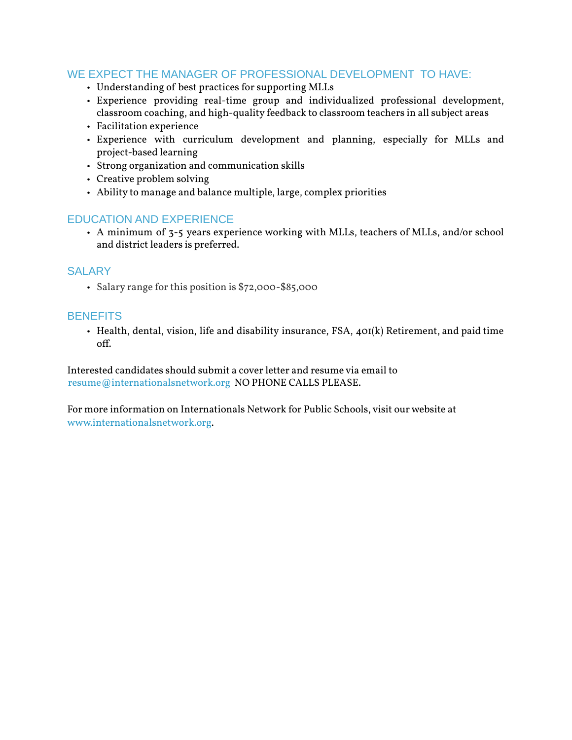## WE EXPECT THE MANAGER OF PROFESSIONAL DEVELOPMENT TO HAVE:

- Understanding of best practices for supporting MLLs
- Experience providing real-time group and individualized professional development, classroom coaching, and high-quality feedback to classroom teachers in all subject areas
- Facilitation experience
- Experience with curriculum development and planning, especially for MLLs and project-based learning
- Strong organization and communication skills
- Creative problem solving
- Ability to manage and balance multiple, large, complex priorities

## EDUCATION AND EXPERIENCE

- A minimum of 3-5 years experience working with MLLs, teachers of MLLs, and/or school and district leaders is preferred.

## SALARY

- Salary range for this position is $72,000-$85,000

## BENEFITS

- Health, dental, vision, life and disability insurance, FSA, 401(k) Retirement, and paid time off.

Interested candidates should submit a cover letter and resume via email to resume@internationalsnetwork.org NO PHONE CALLS PLEASE.

For more information on Internationals Network for Public Schools, visit our website at www.internationalsnetwork.org.